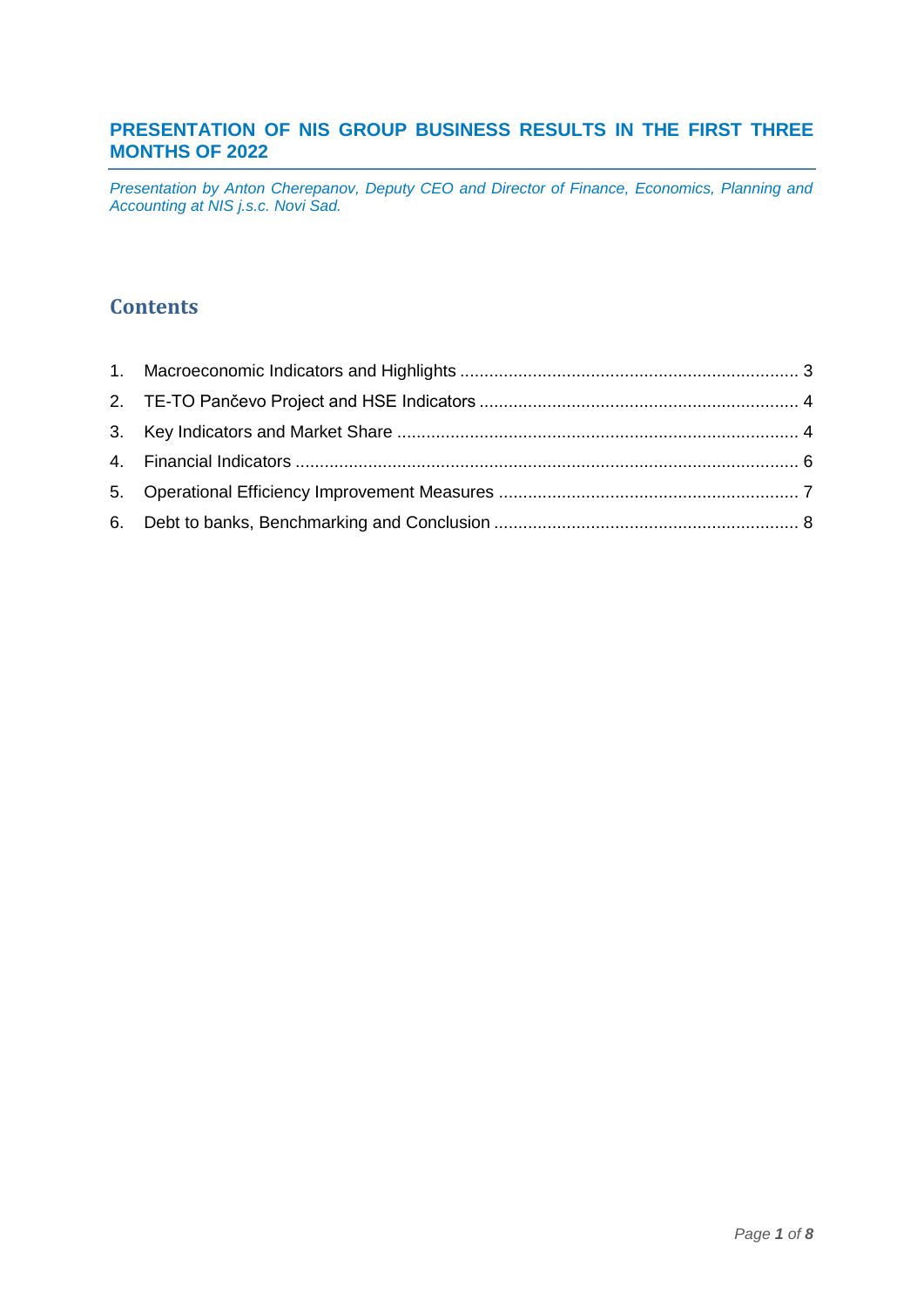# PRESENTATION OF NIS GROUP BUSINESS RESULTS IN THE FIRST THREE MONTHS OF 2022

*Presentation by Anton Cherepanov, Deputy CEO and Director of Finance, Economics, Planning and Accounting at NIS j.s.c. Novi Sad.*

## Contents

1. Macroeconomic Indicators and Highlights ..... 3
2. TE-TO Pančevo Project and HSE Indicators ..... 4
3. Key Indicators and Market Share ..... 4
4. Financial Indicators ..... 6
5. Operational Efficiency Improvement Measures ..... 7
6. Debt to banks, Benchmarking and Conclusion ..... 8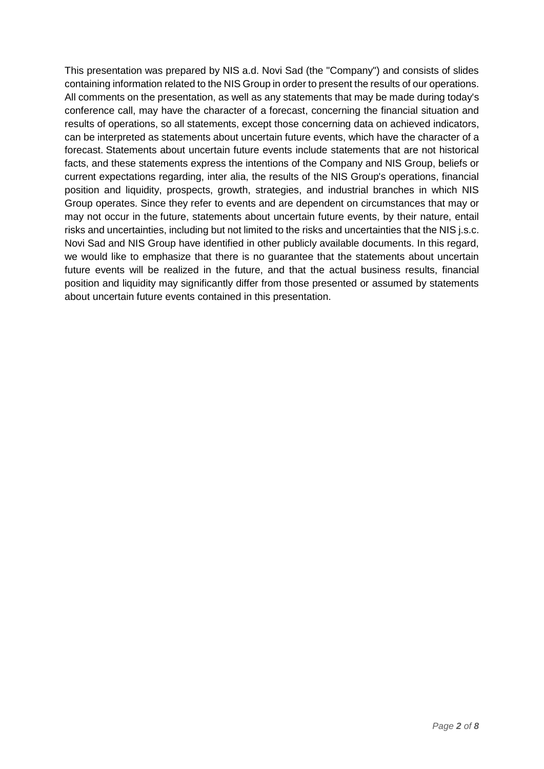This presentation was prepared by NIS a.d. Novi Sad (the "Company") and consists of slides containing information related to the NIS Group in order to present the results of our operations. All comments on the presentation, as well as any statements that may be made during today's conference call, may have the character of a forecast, concerning the financial situation and results of operations, so all statements, except those concerning data on achieved indicators, can be interpreted as statements about uncertain future events, which have the character of a forecast. Statements about uncertain future events include statements that are not historical facts, and these statements express the intentions of the Company and NIS Group, beliefs or current expectations regarding, inter alia, the results of the NIS Group's operations, financial position and liquidity, prospects, growth, strategies, and industrial branches in which NIS Group operates. Since they refer to events and are dependent on circumstances that may or may not occur in the future, statements about uncertain future events, by their nature, entail risks and uncertainties, including but not limited to the risks and uncertainties that the NIS j.s.c. Novi Sad and NIS Group have identified in other publicly available documents. In this regard, we would like to emphasize that there is no guarantee that the statements about uncertain future events will be realized in the future, and that the actual business results, financial position and liquidity may significantly differ from those presented or assumed by statements about uncertain future events contained in this presentation.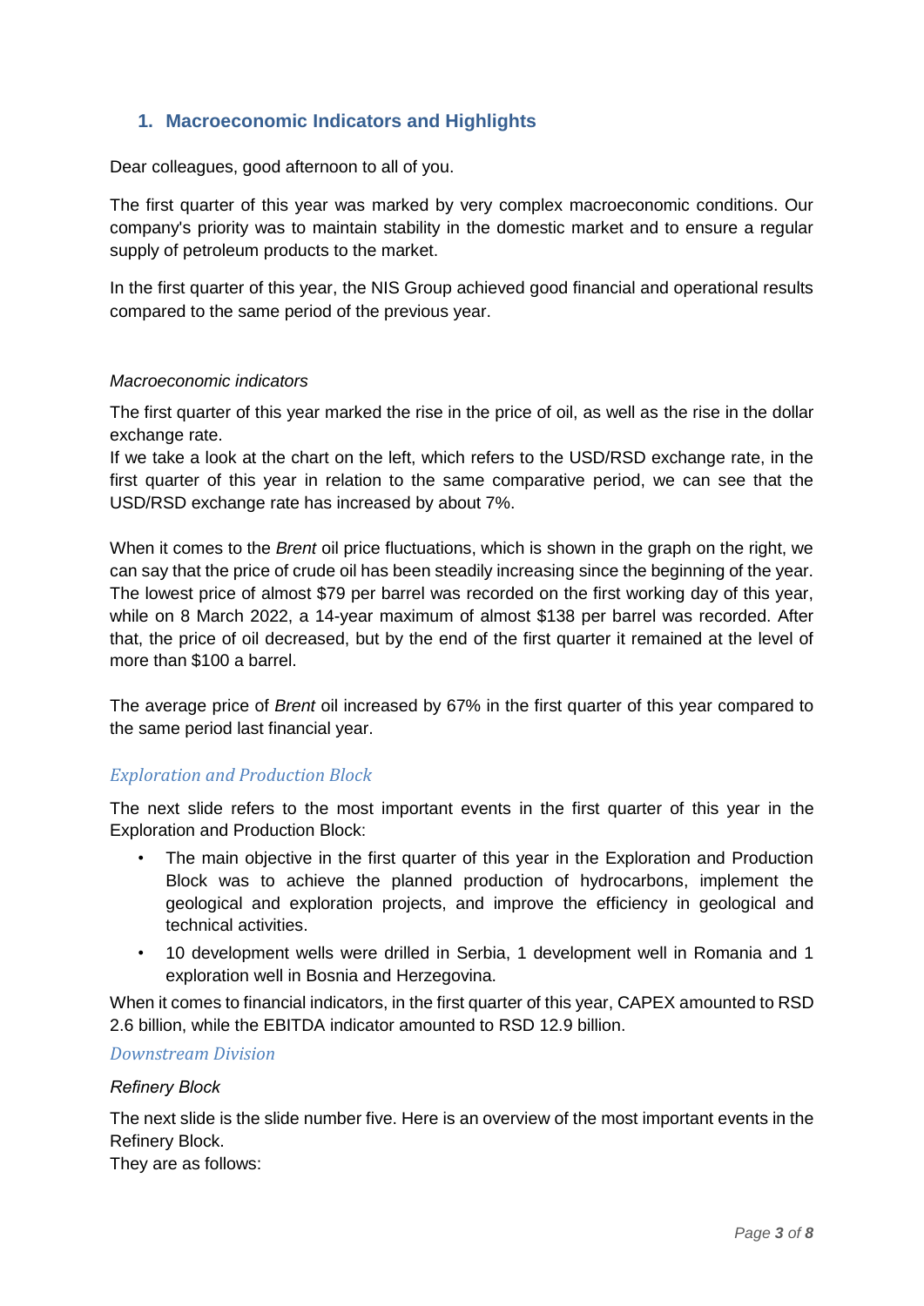## 1. Macroeconomic Indicators and Highlights

Dear colleagues, good afternoon to all of you.

The first quarter of this year was marked by very complex macroeconomic conditions. Our company's priority was to maintain stability in the domestic market and to ensure a regular supply of petroleum products to the market.

In the first quarter of this year, the NIS Group achieved good financial and operational results compared to the same period of the previous year.

*Macroeconomic indicators*

The first quarter of this year marked the rise in the price of oil, as well as the rise in the dollar exchange rate.
If we take a look at the chart on the left, which refers to the USD/RSD exchange rate, in the first quarter of this year in relation to the same comparative period, we can see that the USD/RSD exchange rate has increased by about 7%.

When it comes to the *Brent* oil price fluctuations, which is shown in the graph on the right, we can say that the price of crude oil has been steadily increasing since the beginning of the year. The lowest price of almost $79 per barrel was recorded on the first working day of this year, while on 8 March 2022, a 14-year maximum of almost $138 per barrel was recorded. After that, the price of oil decreased, but by the end of the first quarter it remained at the level of more than $100 a barrel.

The average price of *Brent* oil increased by 67% in the first quarter of this year compared to the same period last financial year.

### *Exploration and Production Block*

The next slide refers to the most important events in the first quarter of this year in the Exploration and Production Block:

- The main objective in the first quarter of this year in the Exploration and Production Block was to achieve the planned production of hydrocarbons, implement the geological and exploration projects, and improve the efficiency in geological and technical activities.
- 10 development wells were drilled in Serbia, 1 development well in Romania and 1 exploration well in Bosnia and Herzegovina.

When it comes to financial indicators, in the first quarter of this year, CAPEX amounted to RSD 2.6 billion, while the EBITDA indicator amounted to RSD 12.9 billion.

### *Downstream Division*

*Refinery Block*

The next slide is the slide number five. Here is an overview of the most important events in the Refinery Block.
They are as follows: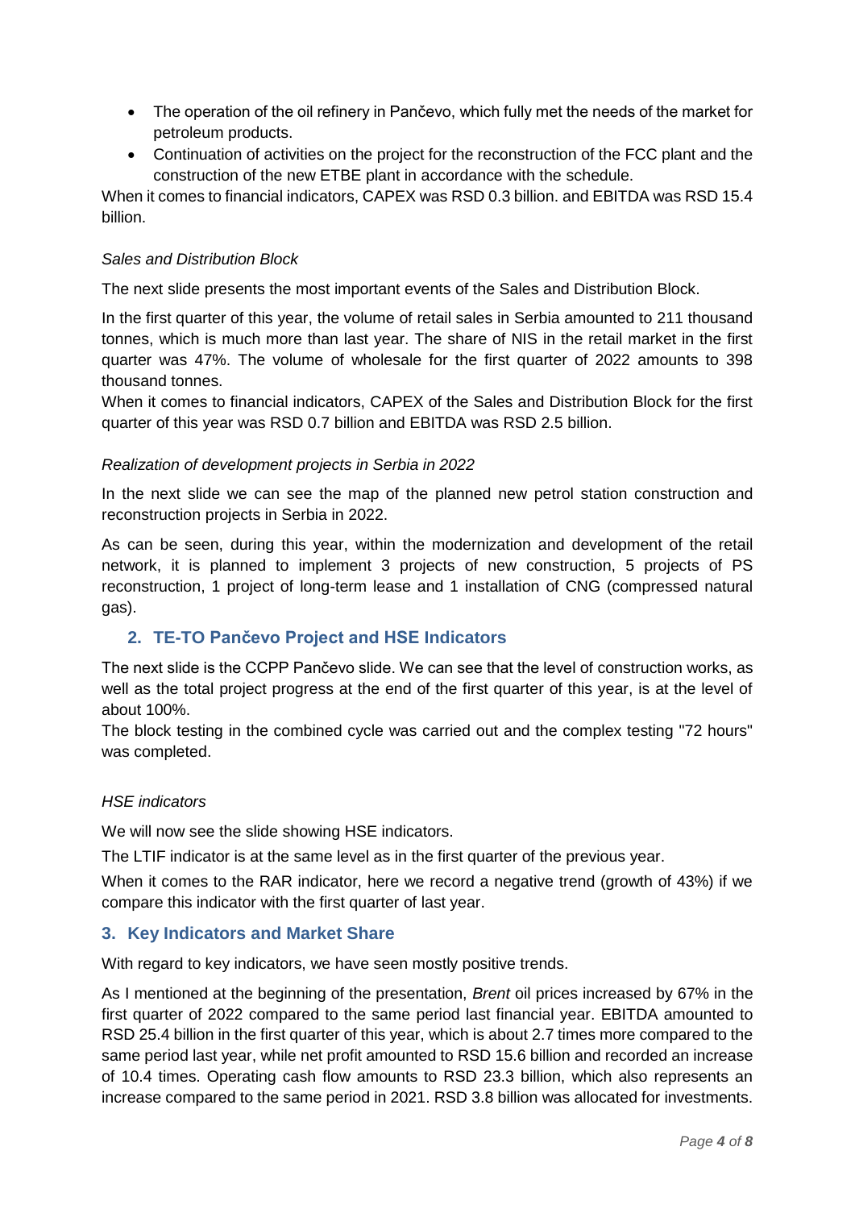- The operation of the oil refinery in Pančevo, which fully met the needs of the market for petroleum products.
- Continuation of activities on the project for the reconstruction of the FCC plant and the construction of the new ETBE plant in accordance with the schedule.

When it comes to financial indicators, CAPEX was RSD 0.3 billion. and EBITDA was RSD 15.4 billion.

*Sales and Distribution Block*

The next slide presents the most important events of the Sales and Distribution Block.

In the first quarter of this year, the volume of retail sales in Serbia amounted to 211 thousand tonnes, which is much more than last year. The share of NIS in the retail market in the first quarter was 47%. The volume of wholesale for the first quarter of 2022 amounts to 398 thousand tonnes.
When it comes to financial indicators, CAPEX of the Sales and Distribution Block for the first quarter of this year was RSD 0.7 billion and EBITDA was RSD 2.5 billion.

*Realization of development projects in Serbia in 2022*

In the next slide we can see the map of the planned new petrol station construction and reconstruction projects in Serbia in 2022.

As can be seen, during this year, within the modernization and development of the retail network, it is planned to implement 3 projects of new construction, 5 projects of PS reconstruction, 1 project of long-term lease and 1 installation of CNG (compressed natural gas).

## 2. TE-TO Pančevo Project and HSE Indicators

The next slide is the CCPP Pančevo slide. We can see that the level of construction works, as well as the total project progress at the end of the first quarter of this year, is at the level of about 100%.
The block testing in the combined cycle was carried out and the complex testing "72 hours" was completed.

*HSE indicators*

We will now see the slide showing HSE indicators.

The LTIF indicator is at the same level as in the first quarter of the previous year.

When it comes to the RAR indicator, here we record a negative trend (growth of 43%) if we compare this indicator with the first quarter of last year.

## 3. Key Indicators and Market Share

With regard to key indicators, we have seen mostly positive trends.

As I mentioned at the beginning of the presentation, *Brent* oil prices increased by 67% in the first quarter of 2022 compared to the same period last financial year. EBITDA amounted to RSD 25.4 billion in the first quarter of this year, which is about 2.7 times more compared to the same period last year, while net profit amounted to RSD 15.6 billion and recorded an increase of 10.4 times. Operating cash flow amounts to RSD 23.3 billion, which also represents an increase compared to the same period in 2021. RSD 3.8 billion was allocated for investments.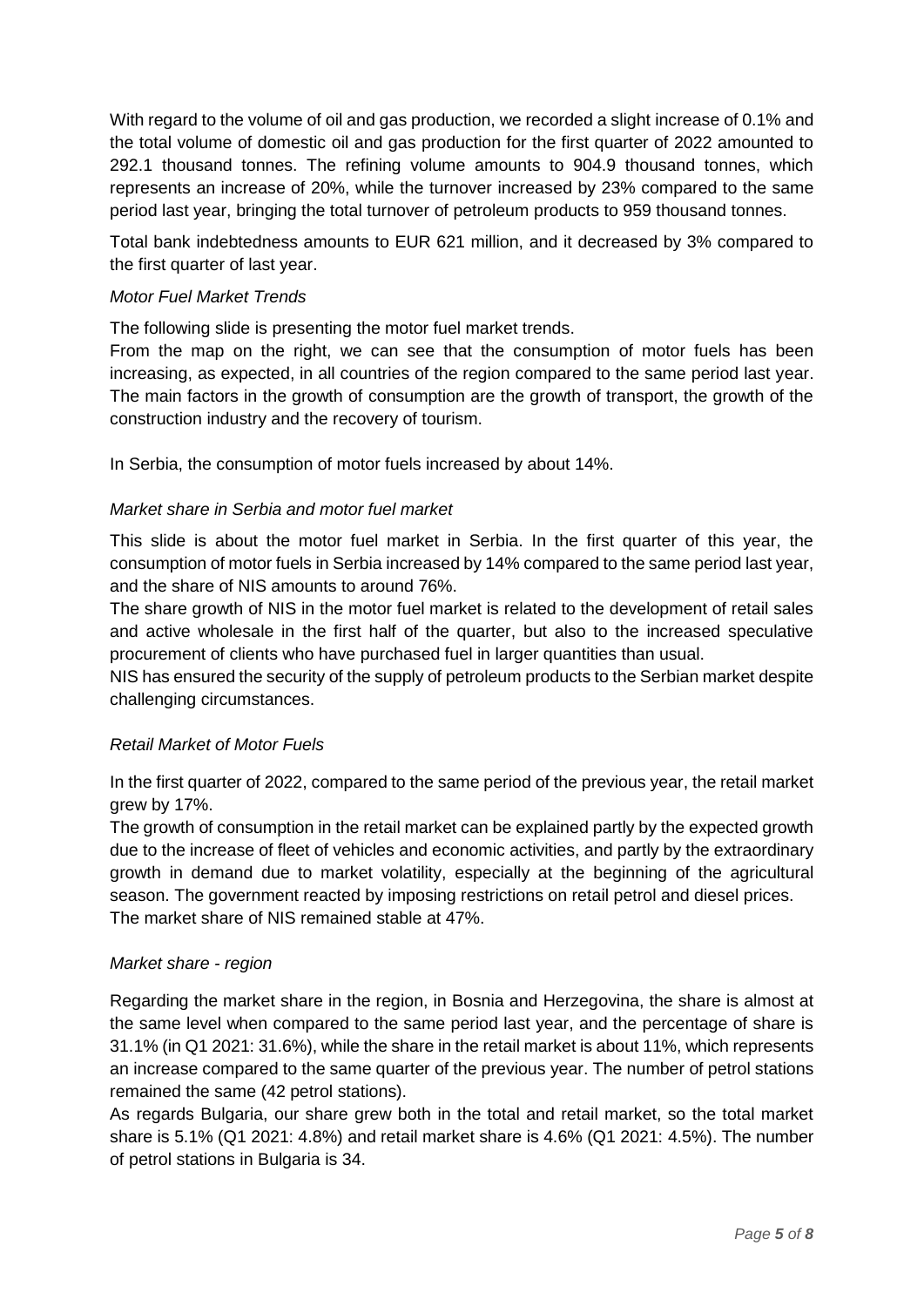With regard to the volume of oil and gas production, we recorded a slight increase of 0.1% and the total volume of domestic oil and gas production for the first quarter of 2022 amounted to 292.1 thousand tonnes. The refining volume amounts to 904.9 thousand tonnes, which represents an increase of 20%, while the turnover increased by 23% compared to the same period last year, bringing the total turnover of petroleum products to 959 thousand tonnes.

Total bank indebtedness amounts to EUR 621 million, and it decreased by 3% compared to the first quarter of last year.

*Motor Fuel Market Trends*

The following slide is presenting the motor fuel market trends.

From the map on the right, we can see that the consumption of motor fuels has been increasing, as expected, in all countries of the region compared to the same period last year. The main factors in the growth of consumption are the growth of transport, the growth of the construction industry and the recovery of tourism.

In Serbia, the consumption of motor fuels increased by about 14%.

*Market share in Serbia and motor fuel market*

This slide is about the motor fuel market in Serbia. In the first quarter of this year, the consumption of motor fuels in Serbia increased by 14% compared to the same period last year, and the share of NIS amounts to around 76%.

The share growth of NIS in the motor fuel market is related to the development of retail sales and active wholesale in the first half of the quarter, but also to the increased speculative procurement of clients who have purchased fuel in larger quantities than usual.

NIS has ensured the security of the supply of petroleum products to the Serbian market despite challenging circumstances.

*Retail Market of Motor Fuels*

In the first quarter of 2022, compared to the same period of the previous year, the retail market grew by 17%.

The growth of consumption in the retail market can be explained partly by the expected growth due to the increase of fleet of vehicles and economic activities, and partly by the extraordinary growth in demand due to market volatility, especially at the beginning of the agricultural season. The government reacted by imposing restrictions on retail petrol and diesel prices.

The market share of NIS remained stable at 47%.

*Market share - region*

Regarding the market share in the region, in Bosnia and Herzegovina, the share is almost at the same level when compared to the same period last year, and the percentage of share is 31.1% (in Q1 2021: 31.6%), while the share in the retail market is about 11%, which represents an increase compared to the same quarter of the previous year. The number of petrol stations remained the same (42 petrol stations).

As regards Bulgaria, our share grew both in the total and retail market, so the total market share is 5.1% (Q1 2021: 4.8%) and retail market share is 4.6% (Q1 2021: 4.5%). The number of petrol stations in Bulgaria is 34.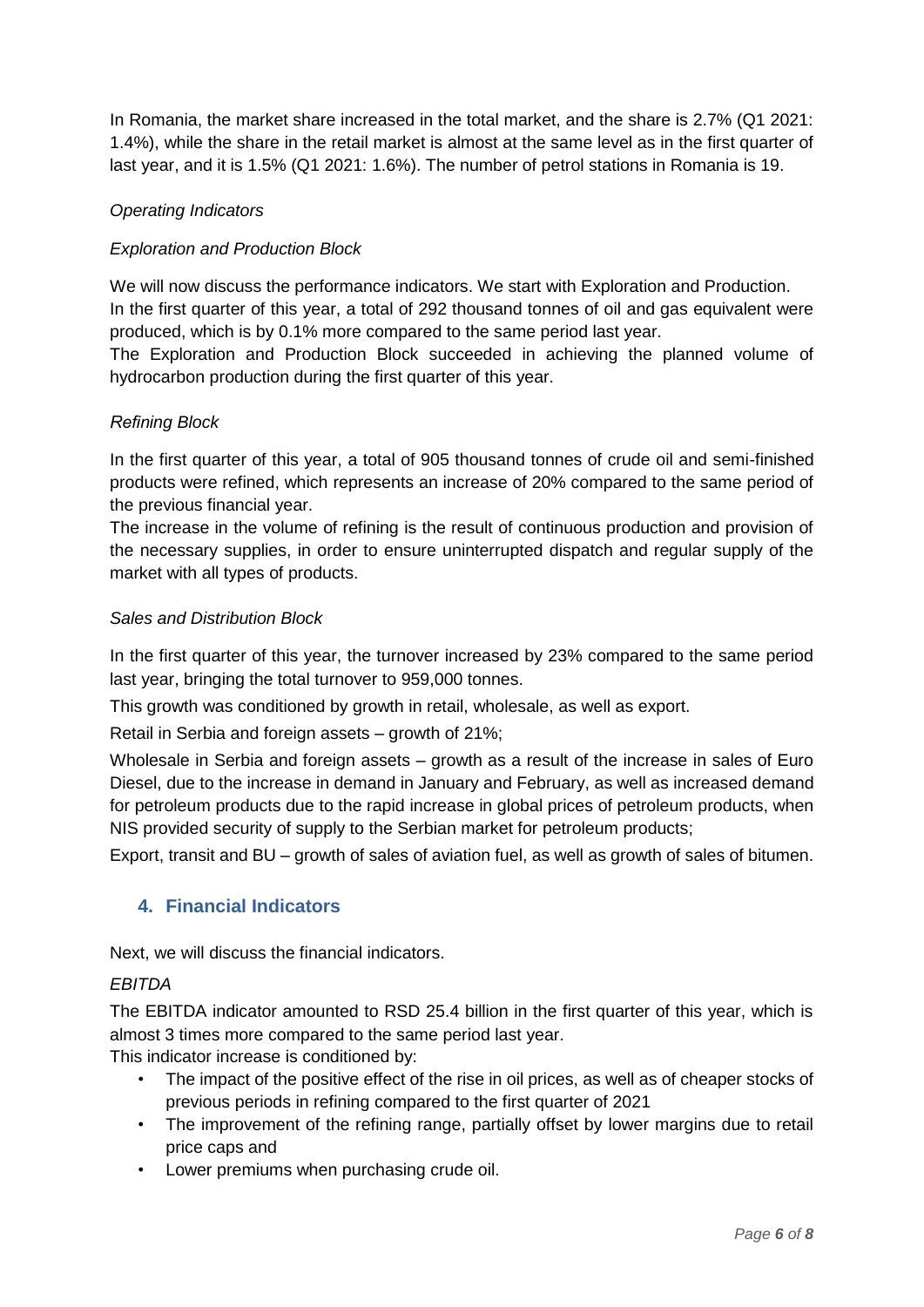In Romania, the market share increased in the total market, and the share is 2.7% (Q1 2021: 1.4%), while the share in the retail market is almost at the same level as in the first quarter of last year, and it is 1.5% (Q1 2021: 1.6%). The number of petrol stations in Romania is 19.

*Operating Indicators*

*Exploration and Production Block*

We will now discuss the performance indicators. We start with Exploration and Production.
In the first quarter of this year, a total of 292 thousand tonnes of oil and gas equivalent were produced, which is by 0.1% more compared to the same period last year.
The Exploration and Production Block succeeded in achieving the planned volume of hydrocarbon production during the first quarter of this year.

*Refining Block*

In the first quarter of this year, a total of 905 thousand tonnes of crude oil and semi-finished products were refined, which represents an increase of 20% compared to the same period of the previous financial year.
The increase in the volume of refining is the result of continuous production and provision of the necessary supplies, in order to ensure uninterrupted dispatch and regular supply of the market with all types of products.

*Sales and Distribution Block*

In the first quarter of this year, the turnover increased by 23% compared to the same period last year, bringing the total turnover to 959,000 tonnes.

This growth was conditioned by growth in retail, wholesale, as well as export.

Retail in Serbia and foreign assets – growth of 21%;

Wholesale in Serbia and foreign assets – growth as a result of the increase in sales of Euro Diesel, due to the increase in demand in January and February, as well as increased demand for petroleum products due to the rapid increase in global prices of petroleum products, when NIS provided security of supply to the Serbian market for petroleum products;

Export, transit and BU – growth of sales of aviation fuel, as well as growth of sales of bitumen.

## 4. Financial Indicators

Next, we will discuss the financial indicators.

*EBITDA*

The EBITDA indicator amounted to RSD 25.4 billion in the first quarter of this year, which is almost 3 times more compared to the same period last year.
This indicator increase is conditioned by:

- The impact of the positive effect of the rise in oil prices, as well as of cheaper stocks of previous periods in refining compared to the first quarter of 2021
- The improvement of the refining range, partially offset by lower margins due to retail price caps and
- Lower premiums when purchasing crude oil.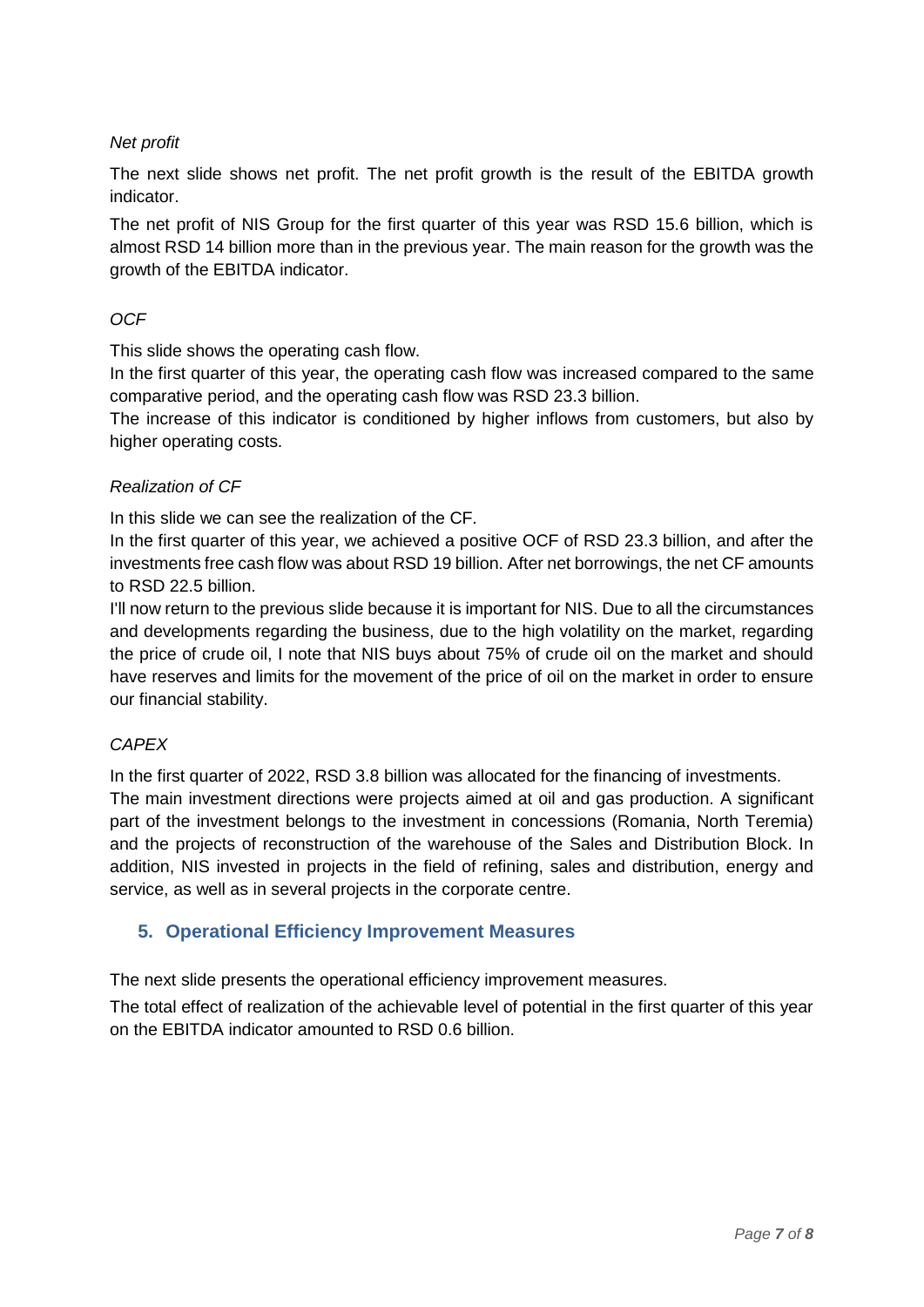*Net profit*

The next slide shows net profit. The net profit growth is the result of the EBITDA growth indicator.

The net profit of NIS Group for the first quarter of this year was RSD 15.6 billion, which is almost RSD 14 billion more than in the previous year. The main reason for the growth was the growth of the EBITDA indicator.

*OCF*

This slide shows the operating cash flow.

In the first quarter of this year, the operating cash flow was increased compared to the same comparative period, and the operating cash flow was RSD 23.3 billion.

The increase of this indicator is conditioned by higher inflows from customers, but also by higher operating costs.

*Realization of CF*

In this slide we can see the realization of the CF.

In the first quarter of this year, we achieved a positive OCF of RSD 23.3 billion, and after the investments free cash flow was about RSD 19 billion. After net borrowings, the net CF amounts to RSD 22.5 billion.

I'll now return to the previous slide because it is important for NIS. Due to all the circumstances and developments regarding the business, due to the high volatility on the market, regarding the price of crude oil, I note that NIS buys about 75% of crude oil on the market and should have reserves and limits for the movement of the price of oil on the market in order to ensure our financial stability.

*CAPEX*

In the first quarter of 2022, RSD 3.8 billion was allocated for the financing of investments.

The main investment directions were projects aimed at oil and gas production. A significant part of the investment belongs to the investment in concessions (Romania, North Teremia) and the projects of reconstruction of the warehouse of the Sales and Distribution Block. In addition, NIS invested in projects in the field of refining, sales and distribution, energy and service, as well as in several projects in the corporate centre.

## 5. Operational Efficiency Improvement Measures

The next slide presents the operational efficiency improvement measures.

The total effect of realization of the achievable level of potential in the first quarter of this year on the EBITDA indicator amounted to RSD 0.6 billion.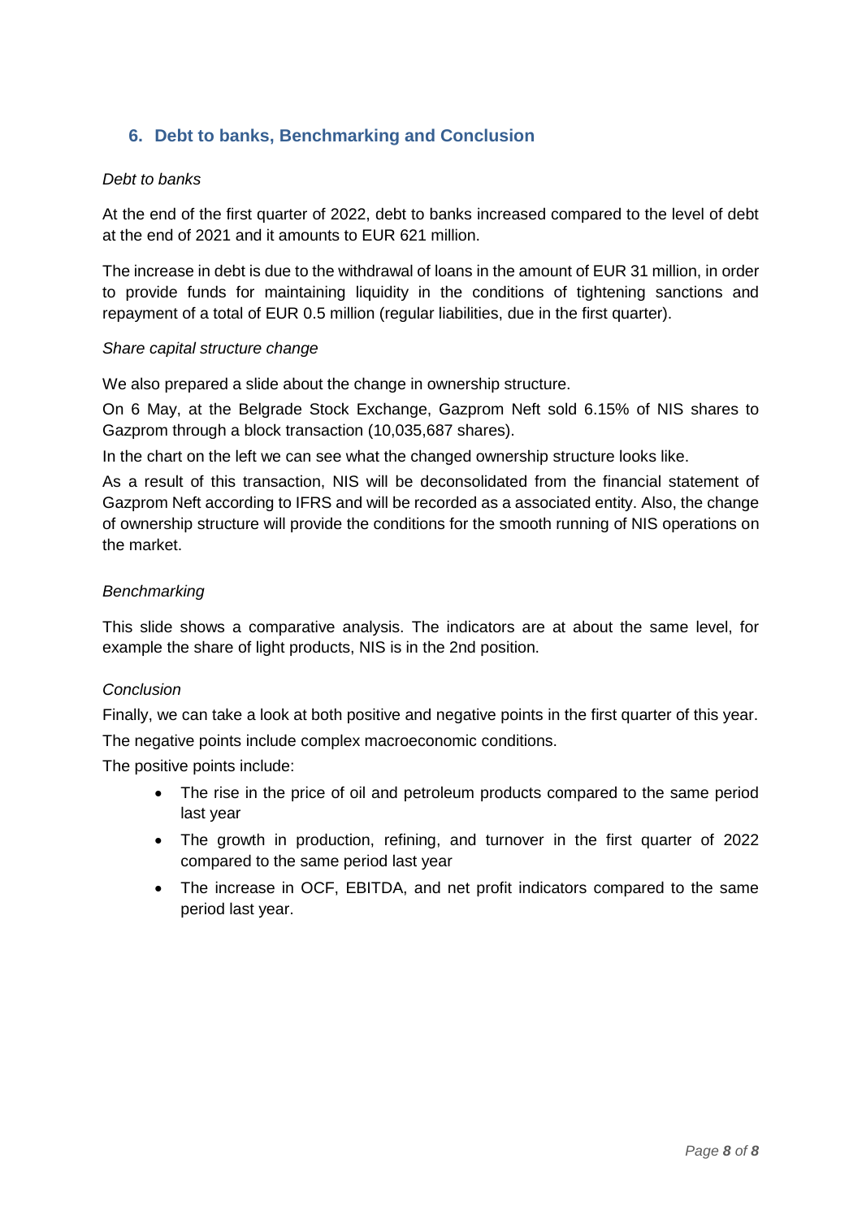## 6. Debt to banks, Benchmarking and Conclusion

*Debt to banks*

At the end of the first quarter of 2022, debt to banks increased compared to the level of debt at the end of 2021 and it amounts to EUR 621 million.

The increase in debt is due to the withdrawal of loans in the amount of EUR 31 million, in order to provide funds for maintaining liquidity in the conditions of tightening sanctions and repayment of a total of EUR 0.5 million (regular liabilities, due in the first quarter).

*Share capital structure change*

We also prepared a slide about the change in ownership structure.

On 6 May, at the Belgrade Stock Exchange, Gazprom Neft sold 6.15% of NIS shares to Gazprom through a block transaction (10,035,687 shares).

In the chart on the left we can see what the changed ownership structure looks like.

As a result of this transaction, NIS will be deconsolidated from the financial statement of Gazprom Neft according to IFRS and will be recorded as a associated entity. Also, the change of ownership structure will provide the conditions for the smooth running of NIS operations on the market.

*Benchmarking*

This slide shows a comparative analysis. The indicators are at about the same level, for example the share of light products, NIS is in the 2nd position.

*Conclusion*

Finally, we can take a look at both positive and negative points in the first quarter of this year.

The negative points include complex macroeconomic conditions.

The positive points include:

- The rise in the price of oil and petroleum products compared to the same period last year
- The growth in production, refining, and turnover in the first quarter of 2022 compared to the same period last year
- The increase in OCF, EBITDA, and net profit indicators compared to the same period last year.